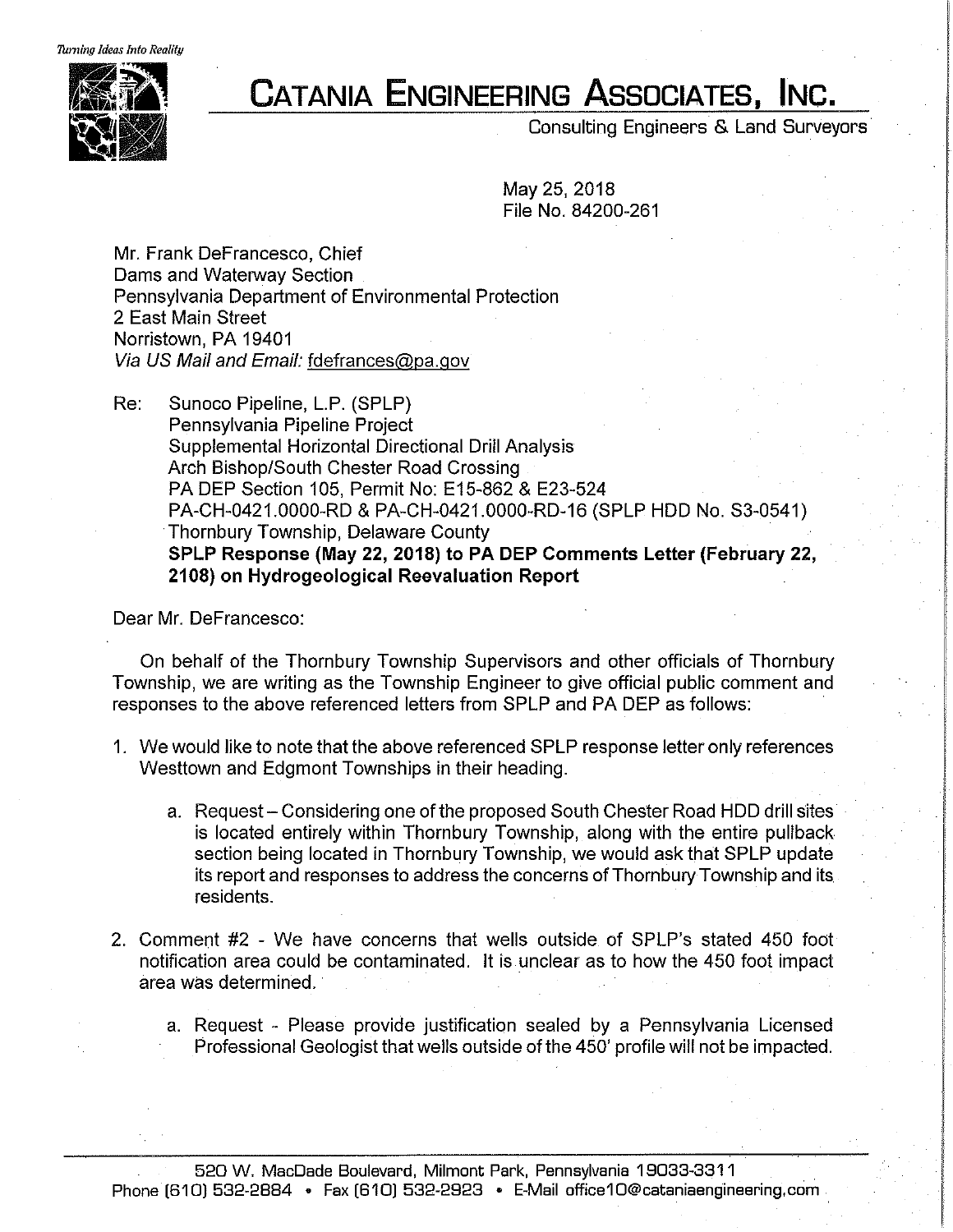*Turning Ideas Into Reality*

# CATANIA ENGINEERING ASSOCIATES, INC.

Consulting Engineers & Land Surveyors

May 25, 2018
File No. 84200-261

Mr. Frank DeFrancesco, Chief
Dams and Waterway Section
Pennsylvania Department of Environmental Protection
2 East Main Street
Norristown, PA 19401
*Via US Mail and Email:* fdefrances@pa.gov

Re: Sunoco Pipeline, L.P. (SPLP)
Pennsylvania Pipeline Project
Supplemental Horizontal Directional Drill Analysis
Arch Bishop/South Chester Road Crossing
PA DEP Section 105, Permit No: E15-862 & E23-524
PA-CH-0421.0000-RD & PA-CH-0421.0000-RD-16 (SPLP HDD No. S3-0541)
Thornbury Township, Delaware County
**SPLP Response (May 22, 2018) to PA DEP Comments Letter (February 22, 2108) on Hydrogeological Reevaluation Report**

Dear Mr. DeFrancesco:

On behalf of the Thornbury Township Supervisors and other officials of Thornbury Township, we are writing as the Township Engineer to give official public comment and responses to the above referenced letters from SPLP and PA DEP as follows:

1. We would like to note that the above referenced SPLP response letter only references Westtown and Edgmont Townships in their heading.
    a. Request – Considering one of the proposed South Chester Road HDD drill sites is located entirely within Thornbury Township, along with the entire pullback section being located in Thornbury Township, we would ask that SPLP update its report and responses to address the concerns of Thornbury Township and its residents.
2. Comment #2 - We have concerns that wells outside of SPLP's stated 450 foot notification area could be contaminated. It is unclear as to how the 450 foot impact area was determined.
    a. Request - Please provide justification sealed by a Pennsylvania Licensed Professional Geologist that wells outside of the 450' profile will not be impacted.

520 W. MacDade Boulevard, Milmont Park, Pennsylvania 19033-3311
Phone (610) 532-2884 • Fax (610) 532-2923 • E-Mail office10@cataniaengineering.com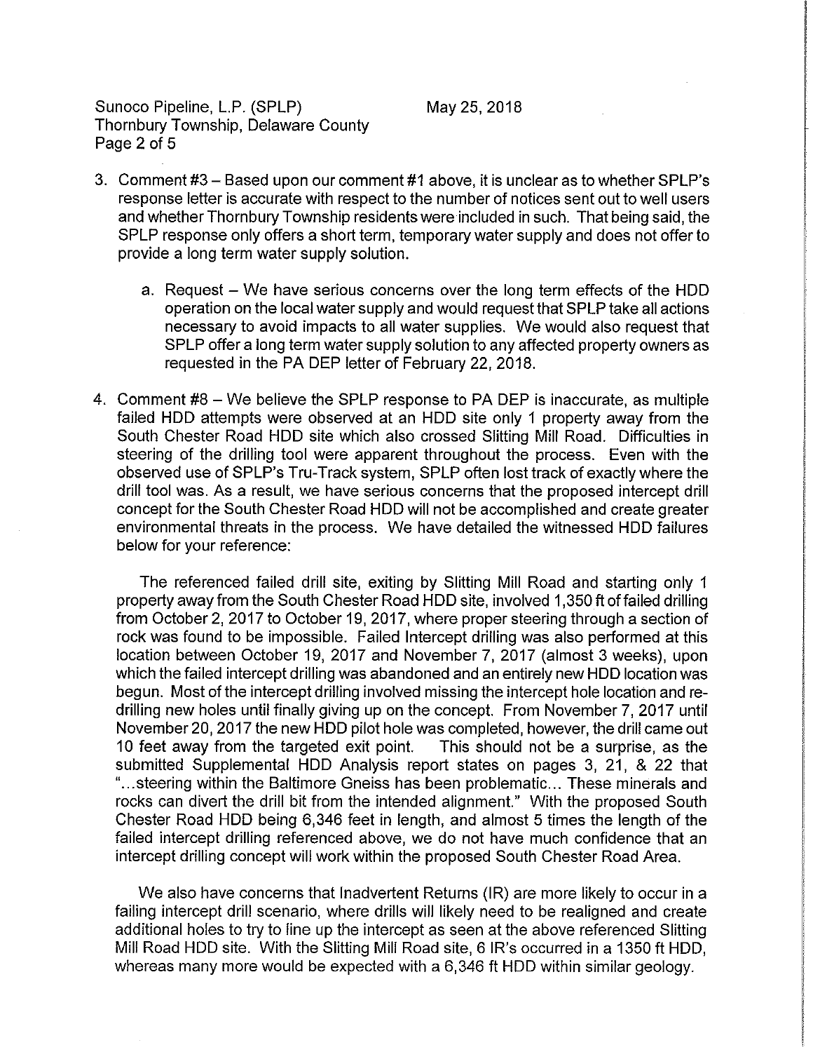3. Comment #3 – Based upon our comment #1 above, it is unclear as to whether SPLP's response letter is accurate with respect to the number of notices sent out to well users and whether Thornbury Township residents were included in such. That being said, the SPLP response only offers a short term, temporary water supply and does not offer to provide a long term water supply solution.

   a. Request – We have serious concerns over the long term effects of the HDD operation on the local water supply and would request that SPLP take all actions necessary to avoid impacts to all water supplies. We would also request that SPLP offer a long term water supply solution to any affected property owners as requested in the PA DEP letter of February 22, 2018.

4. Comment #8 – We believe the SPLP response to PA DEP is inaccurate, as multiple failed HDD attempts were observed at an HDD site only 1 property away from the South Chester Road HDD site which also crossed Slitting Mill Road. Difficulties in steering of the drilling tool were apparent throughout the process. Even with the observed use of SPLP's Tru-Track system, SPLP often lost track of exactly where the drill tool was. As a result, we have serious concerns that the proposed intercept drill concept for the South Chester Road HDD will not be accomplished and create greater environmental threats in the process. We have detailed the witnessed HDD failures below for your reference:

   The referenced failed drill site, exiting by Slitting Mill Road and starting only 1 property away from the South Chester Road HDD site, involved 1,350 ft of failed drilling from October 2, 2017 to October 19, 2017, where proper steering through a section of rock was found to be impossible. Failed Intercept drilling was also performed at this location between October 19, 2017 and November 7, 2017 (almost 3 weeks), upon which the failed intercept drilling was abandoned and an entirely new HDD location was begun. Most of the intercept drilling involved missing the intercept hole location and re-drilling new holes until finally giving up on the concept. From November 7, 2017 until November 20, 2017 the new HDD pilot hole was completed, however, the drill came out 10 feet away from the targeted exit point. This should not be a surprise, as the submitted Supplemental HDD Analysis report states on pages 3, 21, & 22 that "...steering within the Baltimore Gneiss has been problematic... These minerals and rocks can divert the drill bit from the intended alignment." With the proposed South Chester Road HDD being 6,346 feet in length, and almost 5 times the length of the failed intercept drilling referenced above, we do not have much confidence that an intercept drilling concept will work within the proposed South Chester Road Area.

   We also have concerns that Inadvertent Returns (IR) are more likely to occur in a failing intercept drill scenario, where drills will likely need to be realigned and create additional holes to try to line up the intercept as seen at the above referenced Slitting Mill Road HDD site. With the Slitting Mill Road site, 6 IR's occurred in a 1350 ft HDD, whereas many more would be expected with a 6,346 ft HDD within similar geology.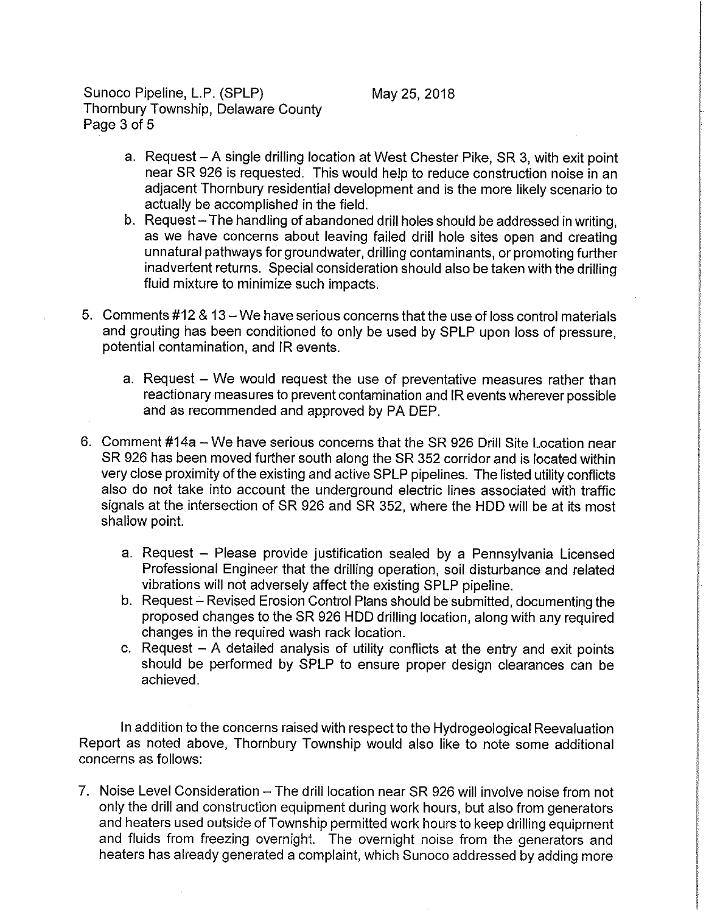a. Request – A single drilling location at West Chester Pike, SR 3, with exit point near SR 926 is requested. This would help to reduce construction noise in an adjacent Thornbury residential development and is the more likely scenario to actually be accomplished in the field.
b. Request – The handling of abandoned drill holes should be addressed in writing, as we have concerns about leaving failed drill hole sites open and creating unnatural pathways for groundwater, drilling contaminants, or promoting further inadvertent returns. Special consideration should also be taken with the drilling fluid mixture to minimize such impacts.

5. Comments #12 & 13 – We have serious concerns that the use of loss control materials and grouting has been conditioned to only be used by SPLP upon loss of pressure, potential contamination, and IR events.

   a. Request – We would request the use of preventative measures rather than reactionary measures to prevent contamination and IR events wherever possible and as recommended and approved by PA DEP.

6. Comment #14a – We have serious concerns that the SR 926 Drill Site Location near SR 926 has been moved further south along the SR 352 corridor and is located within very close proximity of the existing and active SPLP pipelines. The listed utility conflicts also do not take into account the underground electric lines associated with traffic signals at the intersection of SR 926 and SR 352, where the HDD will be at its most shallow point.

   a. Request – Please provide justification sealed by a Pennsylvania Licensed Professional Engineer that the drilling operation, soil disturbance and related vibrations will not adversely affect the existing SPLP pipeline.
   b. Request – Revised Erosion Control Plans should be submitted, documenting the proposed changes to the SR 926 HDD drilling location, along with any required changes in the required wash rack location.
   c. Request – A detailed analysis of utility conflicts at the entry and exit points should be performed by SPLP to ensure proper design clearances can be achieved.

In addition to the concerns raised with respect to the Hydrogeological Reevaluation Report as noted above, Thornbury Township would also like to note some additional concerns as follows:

7. Noise Level Consideration – The drill location near SR 926 will involve noise from not only the drill and construction equipment during work hours, but also from generators and heaters used outside of Township permitted work hours to keep drilling equipment and fluids from freezing overnight. The overnight noise from the generators and heaters has already generated a complaint, which Sunoco addressed by adding more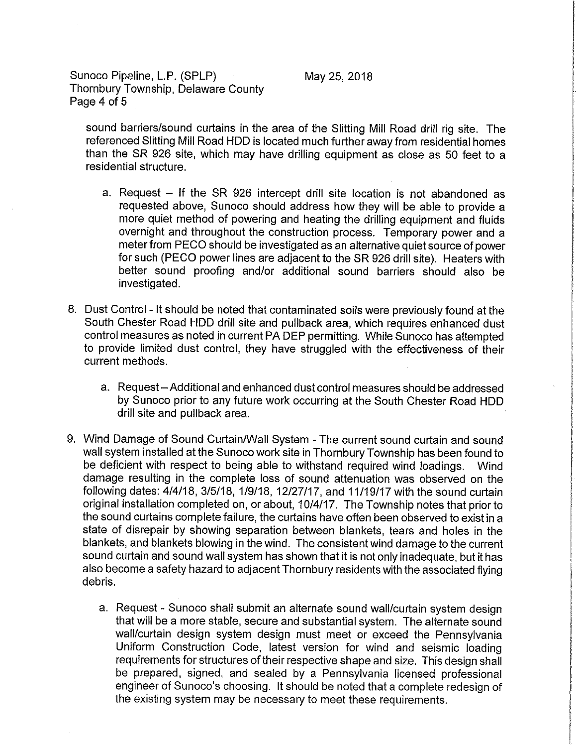sound barriers/sound curtains in the area of the Slitting Mill Road drill rig site. The referenced Slitting Mill Road HDD is located much further away from residential homes than the SR 926 site, which may have drilling equipment as close as 50 feet to a residential structure.

   a. Request – If the SR 926 intercept drill site location is not abandoned as requested above, Sunoco should address how they will be able to provide a more quiet method of powering and heating the drilling equipment and fluids overnight and throughout the construction process. Temporary power and a meter from PECO should be investigated as an alternative quiet source of power for such (PECO power lines are adjacent to the SR 926 drill site). Heaters with better sound proofing and/or additional sound barriers should also be investigated.

8. Dust Control - It should be noted that contaminated soils were previously found at the South Chester Road HDD drill site and pullback area, which requires enhanced dust control measures as noted in current PA DEP permitting. While Sunoco has attempted to provide limited dust control, they have struggled with the effectiveness of their current methods.

   a. Request – Additional and enhanced dust control measures should be addressed by Sunoco prior to any future work occurring at the South Chester Road HDD drill site and pullback area.

9. Wind Damage of Sound Curtain/Wall System - The current sound curtain and sound wall system installed at the Sunoco work site in Thornbury Township has been found to be deficient with respect to being able to withstand required wind loadings. Wind damage resulting in the complete loss of sound attenuation was observed on the following dates: 4/4/18, 3/5/18, 1/9/18, 12/27/17, and 11/19/17 with the sound curtain original installation completed on, or about, 10/4/17. The Township notes that prior to the sound curtains complete failure, the curtains have often been observed to exist in a state of disrepair by showing separation between blankets, tears and holes in the blankets, and blankets blowing in the wind. The consistent wind damage to the current sound curtain and sound wall system has shown that it is not only inadequate, but it has also become a safety hazard to adjacent Thornbury residents with the associated flying debris.

   a. Request - Sunoco shall submit an alternate sound wall/curtain system design that will be a more stable, secure and substantial system. The alternate sound wall/curtain design system design must meet or exceed the Pennsylvania Uniform Construction Code, latest version for wind and seismic loading requirements for structures of their respective shape and size. This design shall be prepared, signed, and sealed by a Pennsylvania licensed professional engineer of Sunoco's choosing. It should be noted that a complete redesign of the existing system may be necessary to meet these requirements.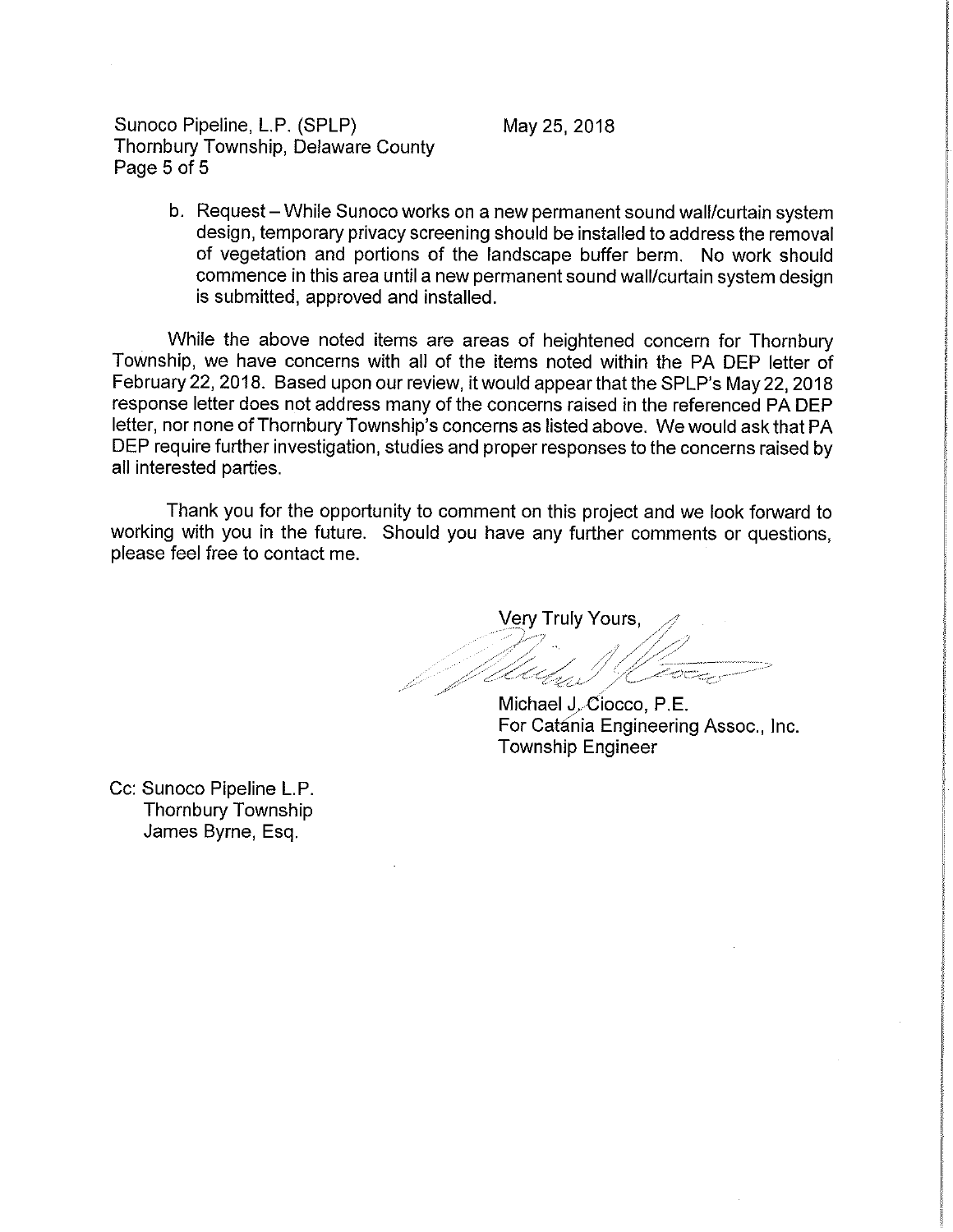b. Request – While Sunoco works on a new permanent sound wall/curtain system design, temporary privacy screening should be installed to address the removal of vegetation and portions of the landscape buffer berm. No work should commence in this area until a new permanent sound wall/curtain system design is submitted, approved and installed.

While the above noted items are areas of heightened concern for Thornbury Township, we have concerns with all of the items noted within the PA DEP letter of February 22, 2018. Based upon our review, it would appear that the SPLP's May 22, 2018 response letter does not address many of the concerns raised in the referenced PA DEP letter, nor none of Thornbury Township's concerns as listed above. We would ask that PA DEP require further investigation, studies and proper responses to the concerns raised by all interested parties.

Thank you for the opportunity to comment on this project and we look forward to working with you in the future. Should you have any further comments or questions, please feel free to contact me.

Very Truly Yours,

Michael J. Ciocco, P.E.
For Catania Engineering Assoc., Inc.
Township Engineer

Cc: Sunoco Pipeline L.P.
Thornbury Township
James Byrne, Esq.